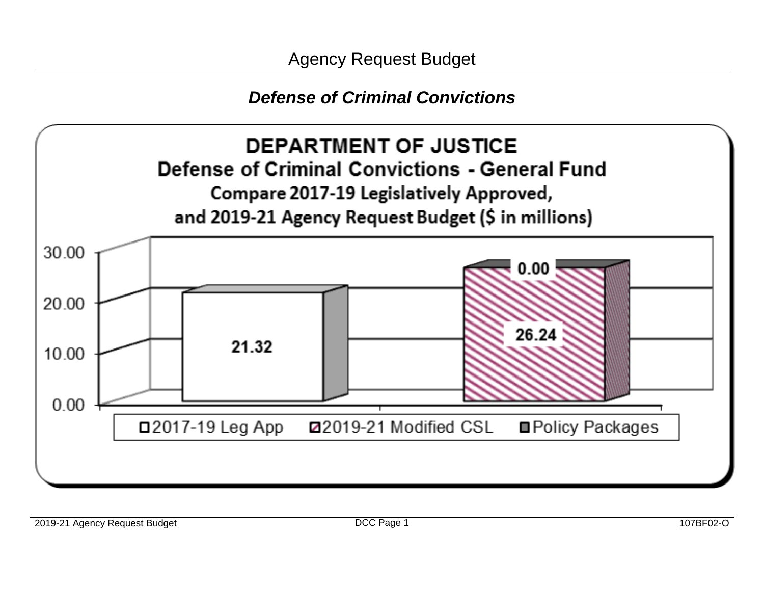# Agency Request Budget

## *Defense of Criminal Convictions*

**DEPARTMENT OF JUSTICE**

**Defense of Criminal Convictions - General Fund**

**Compare 2017-19 Legislatively Approved, and 2019-21 Agency Request Budget ($ in millions)**

| | 2017-19 Leg App | 2019-21 Modified CSL | Policy Packages |
|---|---|---|---|
| 2017-19 | 21.32 | | |
| 2019-21 | | 26.24 | 0.00 |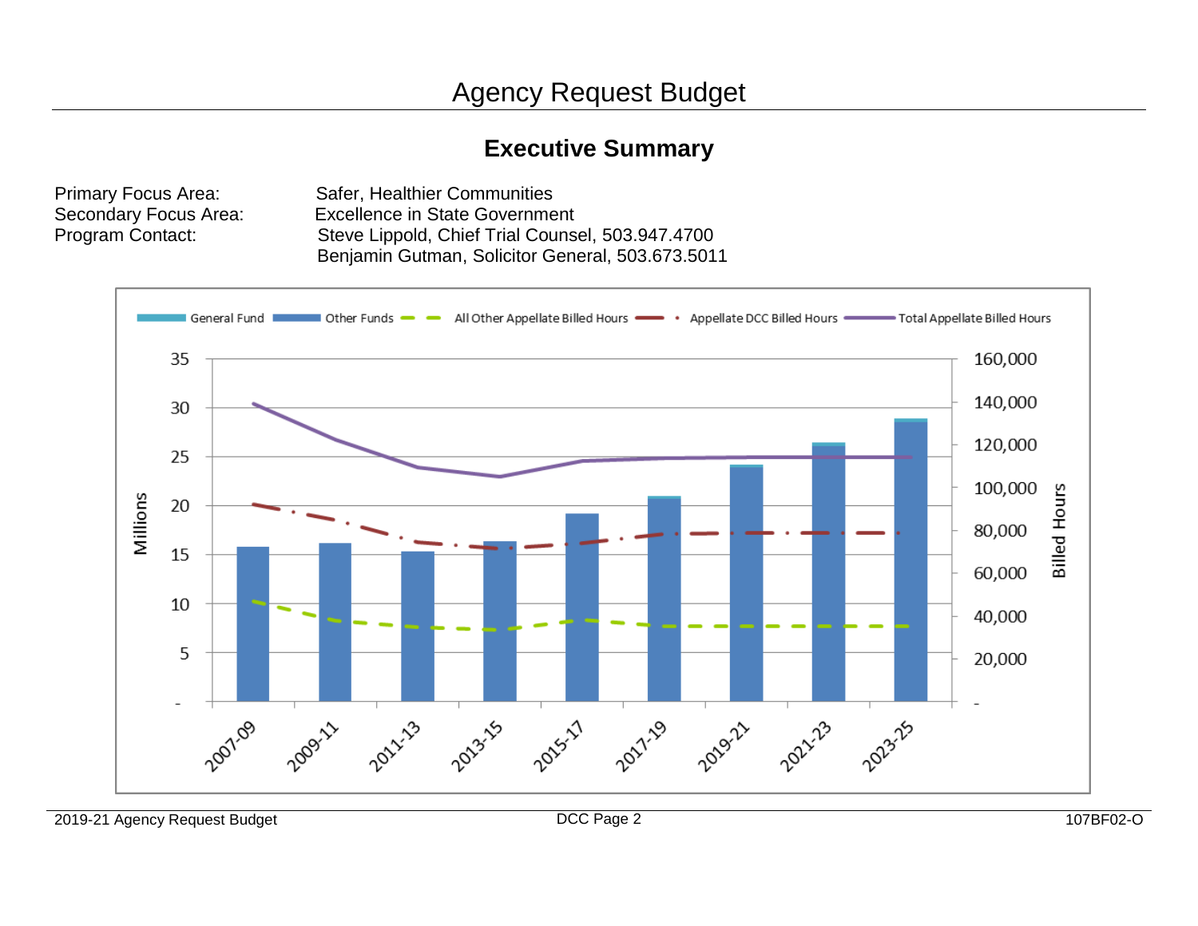# Agency Request Budget

## Executive Summary

Primary Focus Area: Safer, Healthier Communities
Secondary Focus Area: Excellence in State Government
Program Contact: Steve Lippold, Chief Trial Counsel, 503.947.4700
Benjamin Gutman, Solicitor General, 503.673.5011

General Fund | Other Funds | All Other Appellate Billed Hours | Appellate DCC Billed Hours | Total Appellate Billed Hours

Millions: 35, 30, 25, 20, 15, 10, 5, -

Billed Hours: 160,000, 140,000, 120,000, 100,000, 80,000, 60,000, 40,000, 20,000, -

2007-09, 2009-11, 2011-13, 2013-15, 2015-17, 2017-19, 2019-21, 2021-23, 2023-25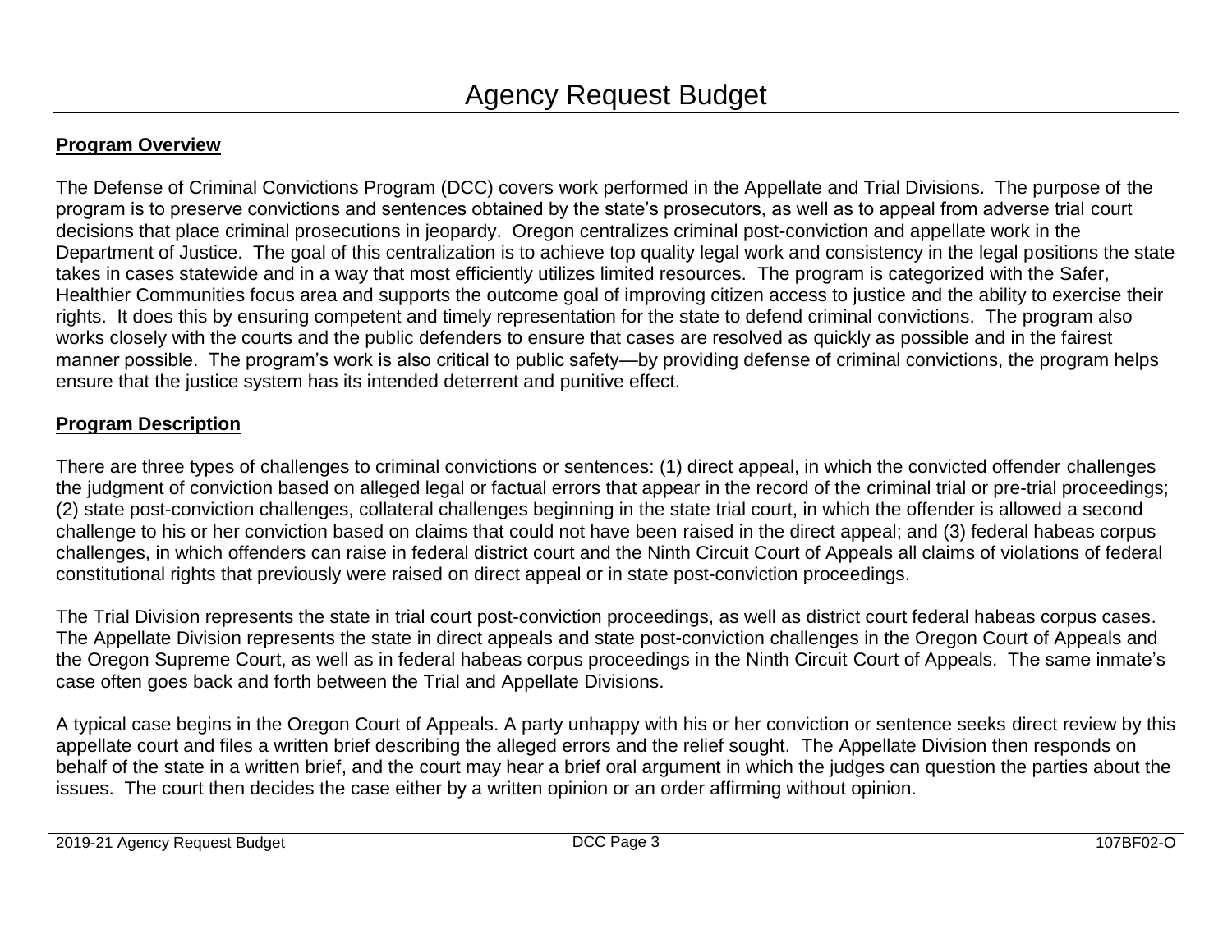# Agency Request Budget

## Program Overview

The Defense of Criminal Convictions Program (DCC) covers work performed in the Appellate and Trial Divisions. The purpose of the program is to preserve convictions and sentences obtained by the state's prosecutors, as well as to appeal from adverse trial court decisions that place criminal prosecutions in jeopardy. Oregon centralizes criminal post-conviction and appellate work in the Department of Justice. The goal of this centralization is to achieve top quality legal work and consistency in the legal positions the state takes in cases statewide and in a way that most efficiently utilizes limited resources. The program is categorized with the Safer, Healthier Communities focus area and supports the outcome goal of improving citizen access to justice and the ability to exercise their rights. It does this by ensuring competent and timely representation for the state to defend criminal convictions. The program also works closely with the courts and the public defenders to ensure that cases are resolved as quickly as possible and in the fairest manner possible. The program's work is also critical to public safety—by providing defense of criminal convictions, the program helps ensure that the justice system has its intended deterrent and punitive effect.

## Program Description

There are three types of challenges to criminal convictions or sentences: (1) direct appeal, in which the convicted offender challenges the judgment of conviction based on alleged legal or factual errors that appear in the record of the criminal trial or pre-trial proceedings; (2) state post-conviction challenges, collateral challenges beginning in the state trial court, in which the offender is allowed a second challenge to his or her conviction based on claims that could not have been raised in the direct appeal; and (3) federal habeas corpus challenges, in which offenders can raise in federal district court and the Ninth Circuit Court of Appeals all claims of violations of federal constitutional rights that previously were raised on direct appeal or in state post-conviction proceedings.

The Trial Division represents the state in trial court post-conviction proceedings, as well as district court federal habeas corpus cases. The Appellate Division represents the state in direct appeals and state post-conviction challenges in the Oregon Court of Appeals and the Oregon Supreme Court, as well as in federal habeas corpus proceedings in the Ninth Circuit Court of Appeals. The same inmate's case often goes back and forth between the Trial and Appellate Divisions.

A typical case begins in the Oregon Court of Appeals. A party unhappy with his or her conviction or sentence seeks direct review by this appellate court and files a written brief describing the alleged errors and the relief sought. The Appellate Division then responds on behalf of the state in a written brief, and the court may hear a brief oral argument in which the judges can question the parties about the issues. The court then decides the case either by a written opinion or an order affirming without opinion.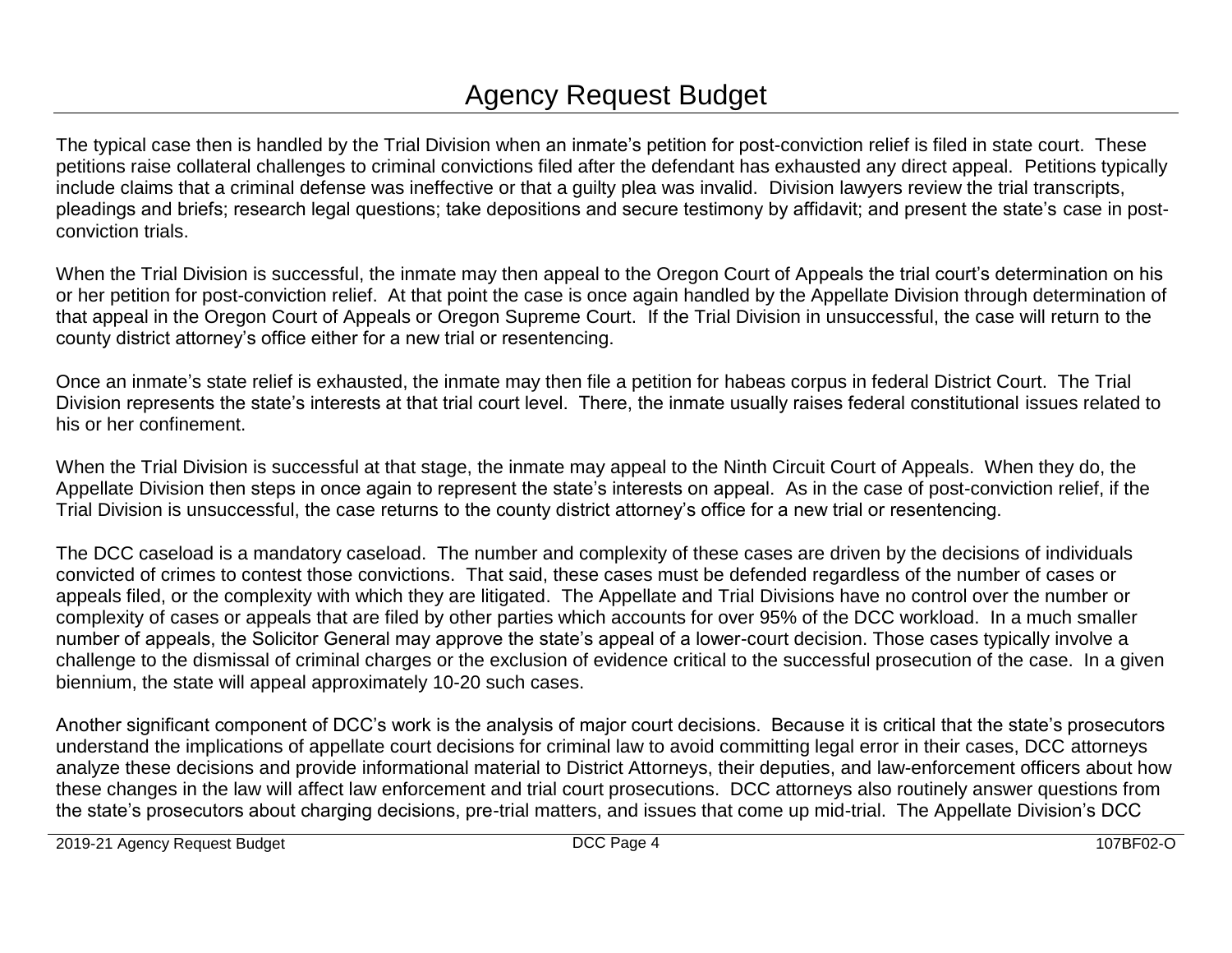The typical case then is handled by the Trial Division when an inmate's petition for post-conviction relief is filed in state court. These petitions raise collateral challenges to criminal convictions filed after the defendant has exhausted any direct appeal. Petitions typically include claims that a criminal defense was ineffective or that a guilty plea was invalid. Division lawyers review the trial transcripts, pleadings and briefs; research legal questions; take depositions and secure testimony by affidavit; and present the state's case in post-conviction trials.

When the Trial Division is successful, the inmate may then appeal to the Oregon Court of Appeals the trial court's determination on his or her petition for post-conviction relief. At that point the case is once again handled by the Appellate Division through determination of that appeal in the Oregon Court of Appeals or Oregon Supreme Court. If the Trial Division in unsuccessful, the case will return to the county district attorney's office either for a new trial or resentencing.

Once an inmate's state relief is exhausted, the inmate may then file a petition for habeas corpus in federal District Court. The Trial Division represents the state's interests at that trial court level. There, the inmate usually raises federal constitutional issues related to his or her confinement.

When the Trial Division is successful at that stage, the inmate may appeal to the Ninth Circuit Court of Appeals. When they do, the Appellate Division then steps in once again to represent the state's interests on appeal. As in the case of post-conviction relief, if the Trial Division is unsuccessful, the case returns to the county district attorney's office for a new trial or resentencing.

The DCC caseload is a mandatory caseload. The number and complexity of these cases are driven by the decisions of individuals convicted of crimes to contest those convictions. That said, these cases must be defended regardless of the number of cases or appeals filed, or the complexity with which they are litigated. The Appellate and Trial Divisions have no control over the number or complexity of cases or appeals that are filed by other parties which accounts for over 95% of the DCC workload. In a much smaller number of appeals, the Solicitor General may approve the state's appeal of a lower-court decision. Those cases typically involve a challenge to the dismissal of criminal charges or the exclusion of evidence critical to the successful prosecution of the case. In a given biennium, the state will appeal approximately 10-20 such cases.

Another significant component of DCC's work is the analysis of major court decisions. Because it is critical that the state's prosecutors understand the implications of appellate court decisions for criminal law to avoid committing legal error in their cases, DCC attorneys analyze these decisions and provide informational material to District Attorneys, their deputies, and law-enforcement officers about how these changes in the law will affect law enforcement and trial court prosecutions. DCC attorneys also routinely answer questions from the state's prosecutors about charging decisions, pre-trial matters, and issues that come up mid-trial. The Appellate Division's DCC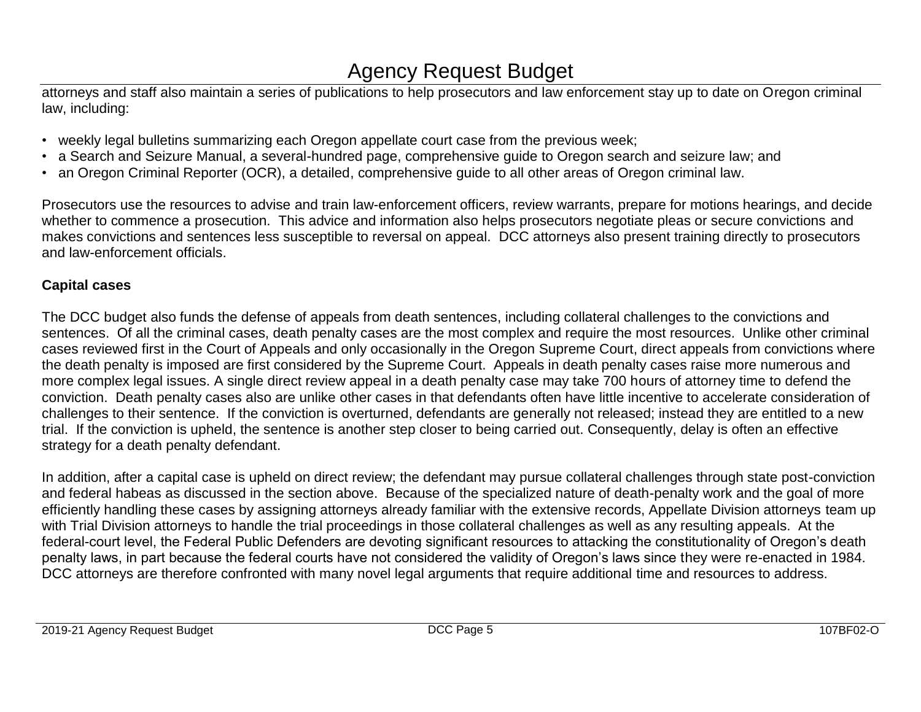attorneys and staff also maintain a series of publications to help prosecutors and law enforcement stay up to date on Oregon criminal law, including:

- weekly legal bulletins summarizing each Oregon appellate court case from the previous week;
- a Search and Seizure Manual, a several-hundred page, comprehensive guide to Oregon search and seizure law; and
- an Oregon Criminal Reporter (OCR), a detailed, comprehensive guide to all other areas of Oregon criminal law.

Prosecutors use the resources to advise and train law-enforcement officers, review warrants, prepare for motions hearings, and decide whether to commence a prosecution. This advice and information also helps prosecutors negotiate pleas or secure convictions and makes convictions and sentences less susceptible to reversal on appeal. DCC attorneys also present training directly to prosecutors and law-enforcement officials.

**Capital cases**

The DCC budget also funds the defense of appeals from death sentences, including collateral challenges to the convictions and sentences. Of all the criminal cases, death penalty cases are the most complex and require the most resources. Unlike other criminal cases reviewed first in the Court of Appeals and only occasionally in the Oregon Supreme Court, direct appeals from convictions where the death penalty is imposed are first considered by the Supreme Court. Appeals in death penalty cases raise more numerous and more complex legal issues. A single direct review appeal in a death penalty case may take 700 hours of attorney time to defend the conviction. Death penalty cases also are unlike other cases in that defendants often have little incentive to accelerate consideration of challenges to their sentence. If the conviction is overturned, defendants are generally not released; instead they are entitled to a new trial. If the conviction is upheld, the sentence is another step closer to being carried out. Consequently, delay is often an effective strategy for a death penalty defendant.

In addition, after a capital case is upheld on direct review; the defendant may pursue collateral challenges through state post-conviction and federal habeas as discussed in the section above. Because of the specialized nature of death-penalty work and the goal of more efficiently handling these cases by assigning attorneys already familiar with the extensive records, Appellate Division attorneys team up with Trial Division attorneys to handle the trial proceedings in those collateral challenges as well as any resulting appeals. At the federal-court level, the Federal Public Defenders are devoting significant resources to attacking the constitutionality of Oregon's death penalty laws, in part because the federal courts have not considered the validity of Oregon's laws since they were re-enacted in 1984. DCC attorneys are therefore confronted with many novel legal arguments that require additional time and resources to address.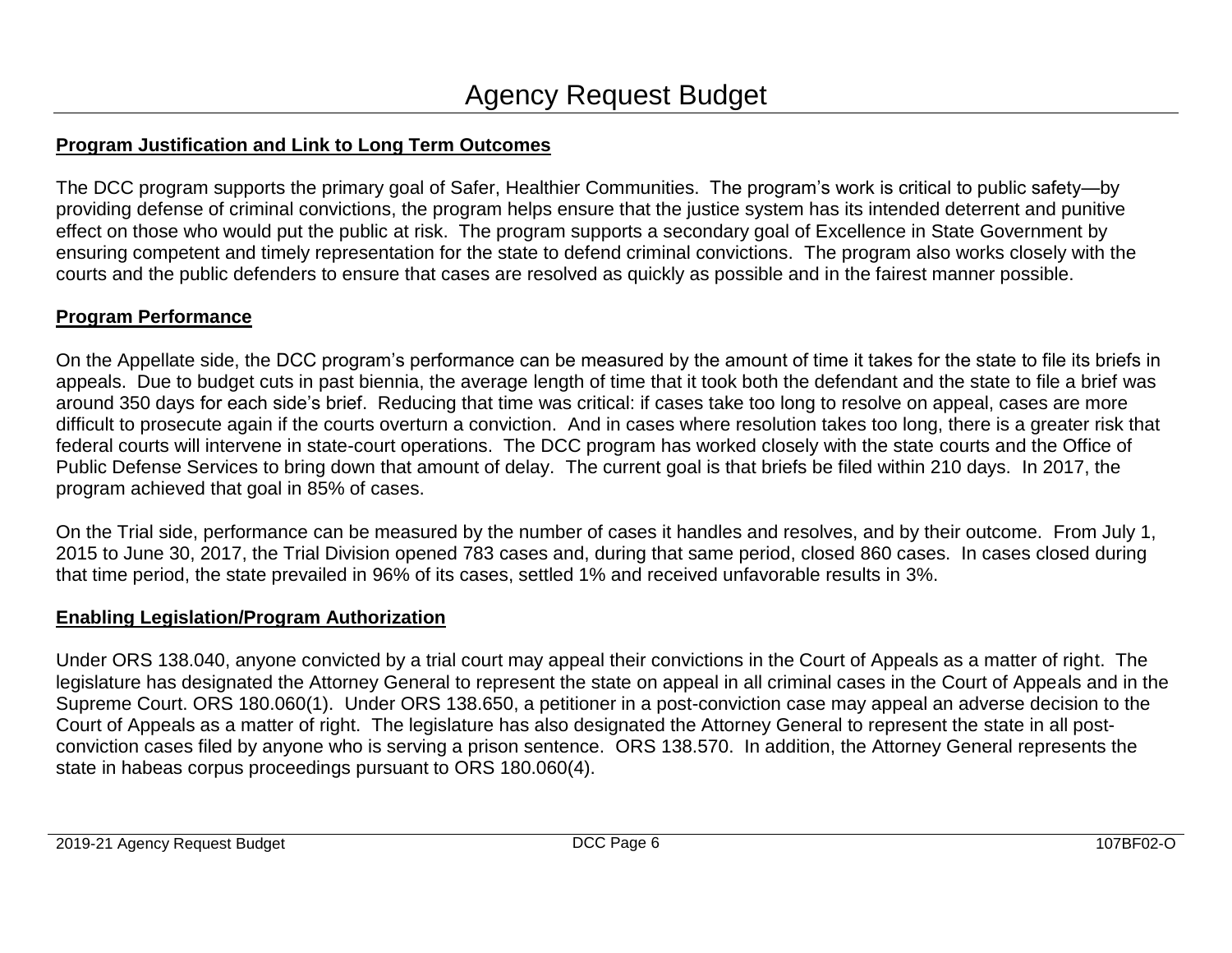## Program Justification and Link to Long Term Outcomes

The DCC program supports the primary goal of Safer, Healthier Communities. The program's work is critical to public safety—by providing defense of criminal convictions, the program helps ensure that the justice system has its intended deterrent and punitive effect on those who would put the public at risk. The program supports a secondary goal of Excellence in State Government by ensuring competent and timely representation for the state to defend criminal convictions. The program also works closely with the courts and the public defenders to ensure that cases are resolved as quickly as possible and in the fairest manner possible.

## Program Performance

On the Appellate side, the DCC program's performance can be measured by the amount of time it takes for the state to file its briefs in appeals. Due to budget cuts in past biennia, the average length of time that it took both the defendant and the state to file a brief was around 350 days for each side's brief. Reducing that time was critical: if cases take too long to resolve on appeal, cases are more difficult to prosecute again if the courts overturn a conviction. And in cases where resolution takes too long, there is a greater risk that federal courts will intervene in state-court operations. The DCC program has worked closely with the state courts and the Office of Public Defense Services to bring down that amount of delay. The current goal is that briefs be filed within 210 days. In 2017, the program achieved that goal in 85% of cases.

On the Trial side, performance can be measured by the number of cases it handles and resolves, and by their outcome. From July 1, 2015 to June 30, 2017, the Trial Division opened 783 cases and, during that same period, closed 860 cases. In cases closed during that time period, the state prevailed in 96% of its cases, settled 1% and received unfavorable results in 3%.

## Enabling Legislation/Program Authorization

Under ORS 138.040, anyone convicted by a trial court may appeal their convictions in the Court of Appeals as a matter of right. The legislature has designated the Attorney General to represent the state on appeal in all criminal cases in the Court of Appeals and in the Supreme Court. ORS 180.060(1). Under ORS 138.650, a petitioner in a post-conviction case may appeal an adverse decision to the Court of Appeals as a matter of right. The legislature has also designated the Attorney General to represent the state in all post-conviction cases filed by anyone who is serving a prison sentence. ORS 138.570. In addition, the Attorney General represents the state in habeas corpus proceedings pursuant to ORS 180.060(4).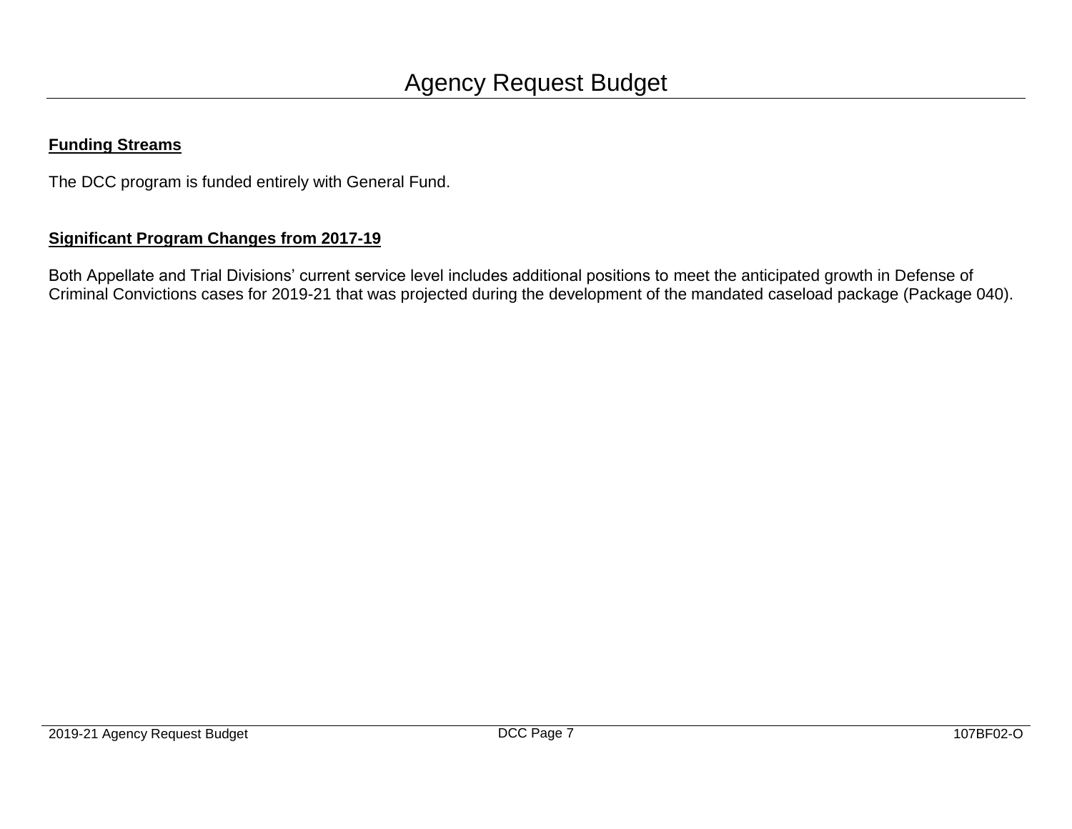**Funding Streams**

The DCC program is funded entirely with General Fund.

**Significant Program Changes from 2017-19**

Both Appellate and Trial Divisions' current service level includes additional positions to meet the anticipated growth in Defense of Criminal Convictions cases for 2019-21 that was projected during the development of the mandated caseload package (Package 040).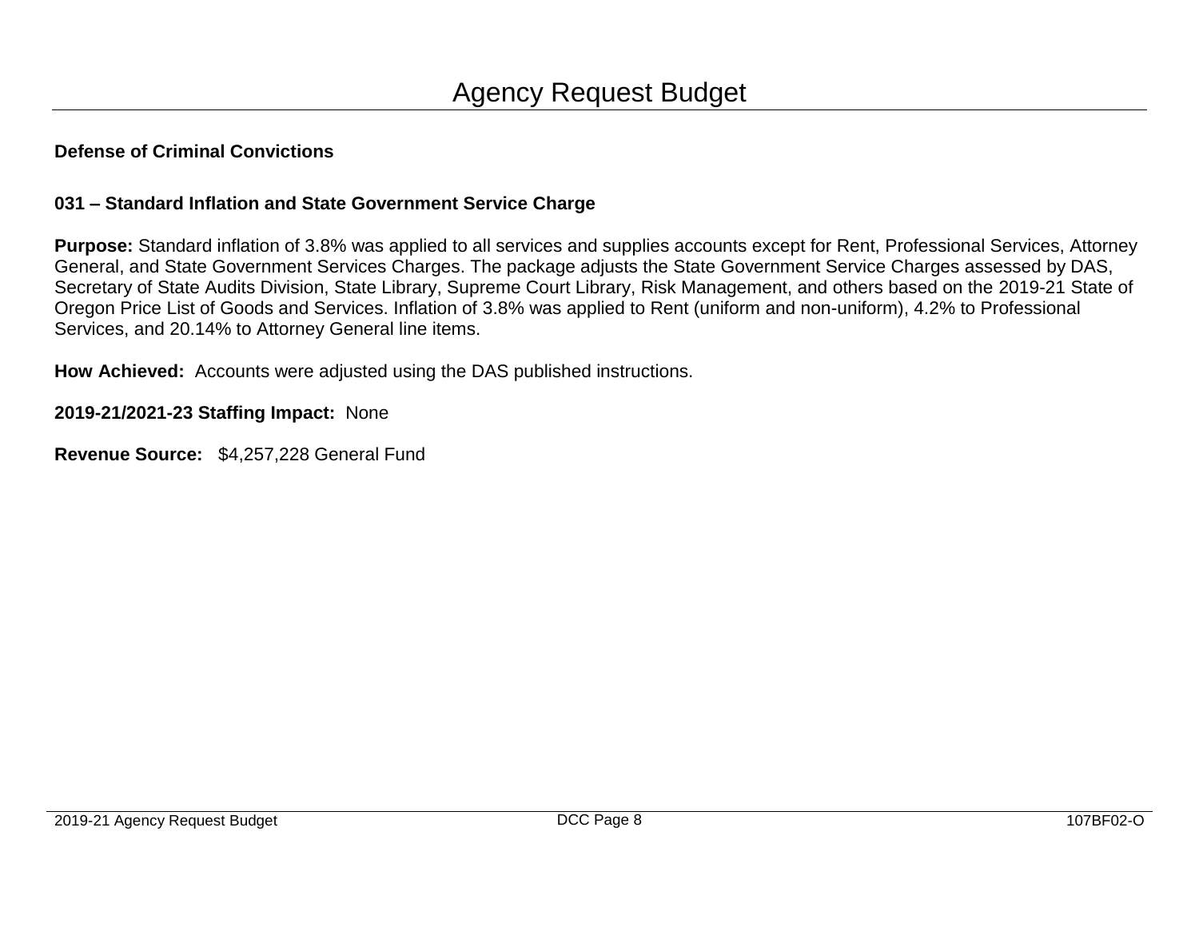# Agency Request Budget

**Defense of Criminal Convictions**

**031 – Standard Inflation and State Government Service Charge**

**Purpose:** Standard inflation of 3.8% was applied to all services and supplies accounts except for Rent, Professional Services, Attorney General, and State Government Services Charges. The package adjusts the State Government Service Charges assessed by DAS, Secretary of State Audits Division, State Library, Supreme Court Library, Risk Management, and others based on the 2019-21 State of Oregon Price List of Goods and Services. Inflation of 3.8% was applied to Rent (uniform and non-uniform), 4.2% to Professional Services, and 20.14% to Attorney General line items.

**How Achieved:** Accounts were adjusted using the DAS published instructions.

**2019-21/2021-23 Staffing Impact:** None

**Revenue Source:** $4,257,228 General Fund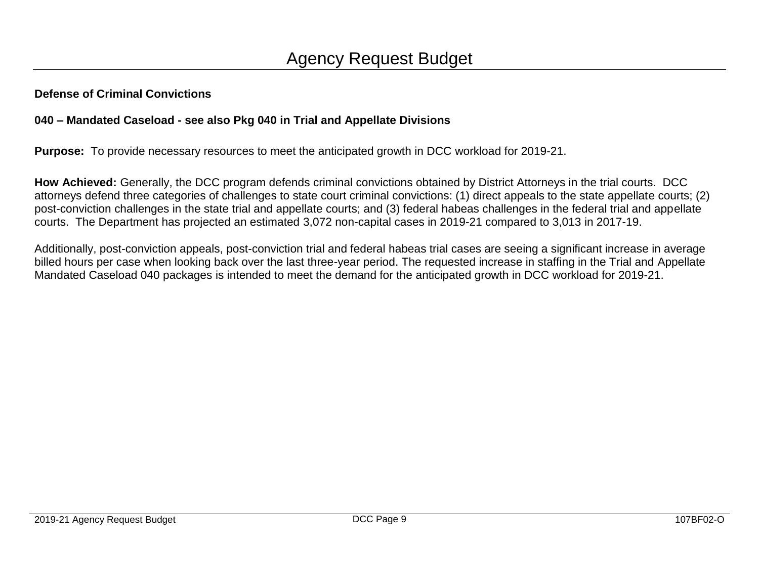# Agency Request Budget

**Defense of Criminal Convictions**

**040 – Mandated Caseload - see also Pkg 040 in Trial and Appellate Divisions**

**Purpose:** To provide necessary resources to meet the anticipated growth in DCC workload for 2019-21.

**How Achieved:** Generally, the DCC program defends criminal convictions obtained by District Attorneys in the trial courts. DCC attorneys defend three categories of challenges to state court criminal convictions: (1) direct appeals to the state appellate courts; (2) post-conviction challenges in the state trial and appellate courts; and (3) federal habeas challenges in the federal trial and appellate courts. The Department has projected an estimated 3,072 non-capital cases in 2019-21 compared to 3,013 in 2017-19.

Additionally, post-conviction appeals, post-conviction trial and federal habeas trial cases are seeing a significant increase in average billed hours per case when looking back over the last three-year period. The requested increase in staffing in the Trial and Appellate Mandated Caseload 040 packages is intended to meet the demand for the anticipated growth in DCC workload for 2019-21.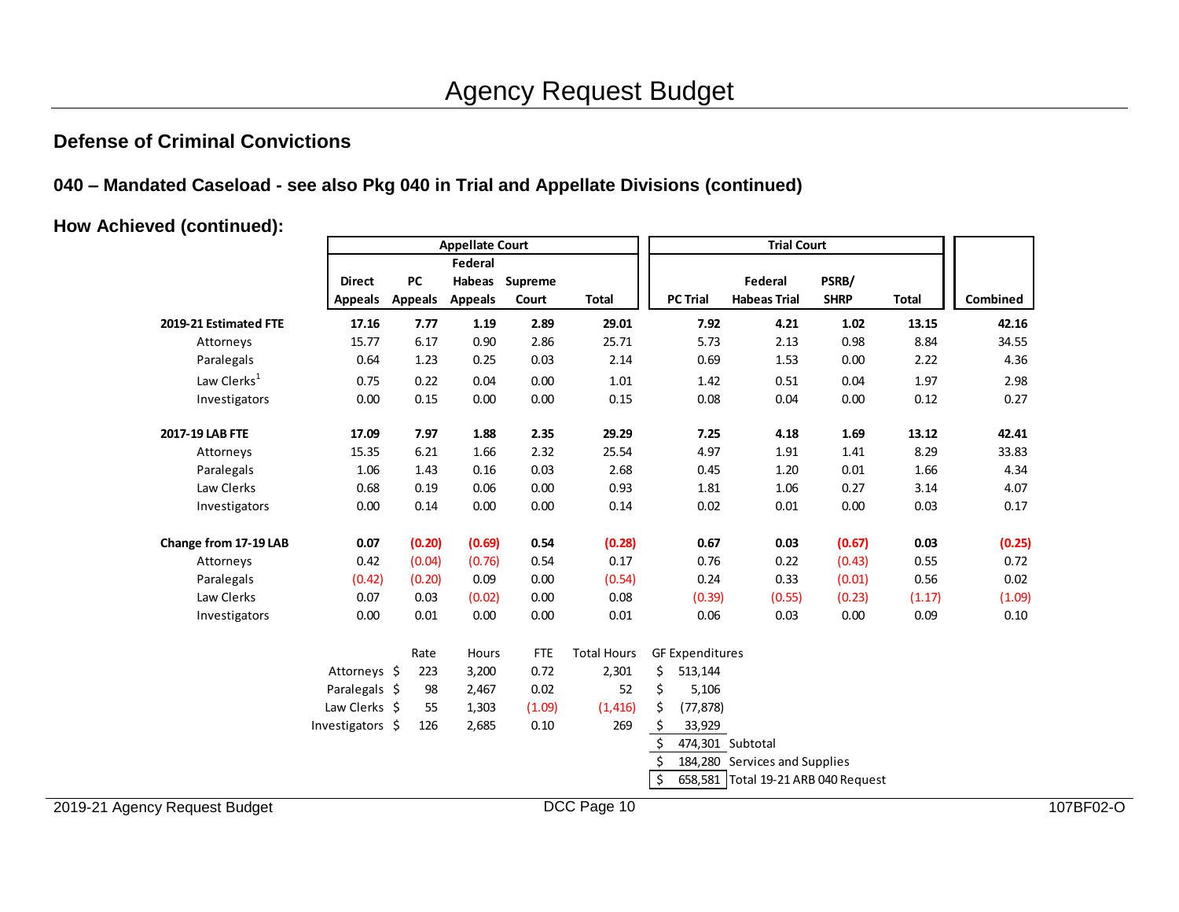# Agency Request Budget

## Defense of Criminal Convictions

### 040 – Mandated Caseload - see also Pkg 040 in Trial and Appellate Divisions (continued)

### How Achieved (continued):

| | Appellate Court | | | | | Trial Court | | | | |
|---|---|---|---|---|---|---|---|---|---|---|
| | Direct Appeals | PC Appeals | Federal Habeas Appeals | Supreme Court | Total | PC Trial | Federal Habeas Trial | PSRB/ SHRP | Total | Combined |
| **2019-21 Estimated FTE** | **17.16** | **7.77** | **1.19** | **2.89** | **29.01** | **7.92** | **4.21** | **1.02** | **13.15** | **42.16** |
| Attorneys | 15.77 | 6.17 | 0.90 | 2.86 | 25.71 | 5.73 | 2.13 | 0.98 | 8.84 | 34.55 |
| Paralegals | 0.64 | 1.23 | 0.25 | 0.03 | 2.14 | 0.69 | 1.53 | 0.00 | 2.22 | 4.36 |
| Law Clerks[1] | 0.75 | 0.22 | 0.04 | 0.00 | 1.01 | 1.42 | 0.51 | 0.04 | 1.97 | 2.98 |
| Investigators | 0.00 | 0.15 | 0.00 | 0.00 | 0.15 | 0.08 | 0.04 | 0.00 | 0.12 | 0.27 |
| **2017-19 LAB FTE** | **17.09** | **7.97** | **1.88** | **2.35** | **29.29** | **7.25** | **4.18** | **1.69** | **13.12** | **42.41** |
| Attorneys | 15.35 | 6.21 | 1.66 | 2.32 | 25.54 | 4.97 | 1.91 | 1.41 | 8.29 | 33.83 |
| Paralegals | 1.06 | 1.43 | 0.16 | 0.03 | 2.68 | 0.45 | 1.20 | 0.01 | 1.66 | 4.34 |
| Law Clerks | 0.68 | 0.19 | 0.06 | 0.00 | 0.93 | 1.81 | 1.06 | 0.27 | 3.14 | 4.07 |
| Investigators | 0.00 | 0.14 | 0.00 | 0.00 | 0.14 | 0.02 | 0.01 | 0.00 | 0.03 | 0.17 |
| **Change from 17-19 LAB** | **0.07** | **(0.20)** | **(0.69)** | **0.54** | **(0.28)** | **0.67** | **0.03** | **(0.67)** | **0.03** | **(0.25)** |
| Attorneys | 0.42 | (0.04) | (0.76) | 0.54 | 0.17 | 0.76 | 0.22 | (0.43) | 0.55 | 0.72 |
| Paralegals | (0.42) | (0.20) | 0.09 | 0.00 | (0.54) | 0.24 | 0.33 | (0.01) | 0.56 | 0.02 |
| Law Clerks | 0.07 | 0.03 | (0.02) | 0.00 | 0.08 | (0.39) | (0.55) | (0.23) | (1.17) | (1.09) |
| Investigators | 0.00 | 0.01 | 0.00 | 0.00 | 0.01 | 0.06 | 0.03 | 0.00 | 0.09 | 0.10 |

| | Rate | Hours | FTE | Total Hours | GF Expenditures | |
|---|---|---|---|---|---|---|
| Attorneys | $ 223 | 3,200 | 0.72 | 2,301 | $ 513,144 | |
| Paralegals | $ 98 | 2,467 | 0.02 | 52 | $ 5,106 | |
| Law Clerks | $ 55 | 1,303 | (1.09) | (1,416) | $ (77,878) | |
| Investigators | $ 126 | 2,685 | 0.10 | 269 | $ 33,929 | |
| | | | | | $ 474,301 | Subtotal |
| | | | | | $ 184,280 | Services and Supplies |
| | | | | | $ 658,581 | Total 19-21 ARB 040 Request |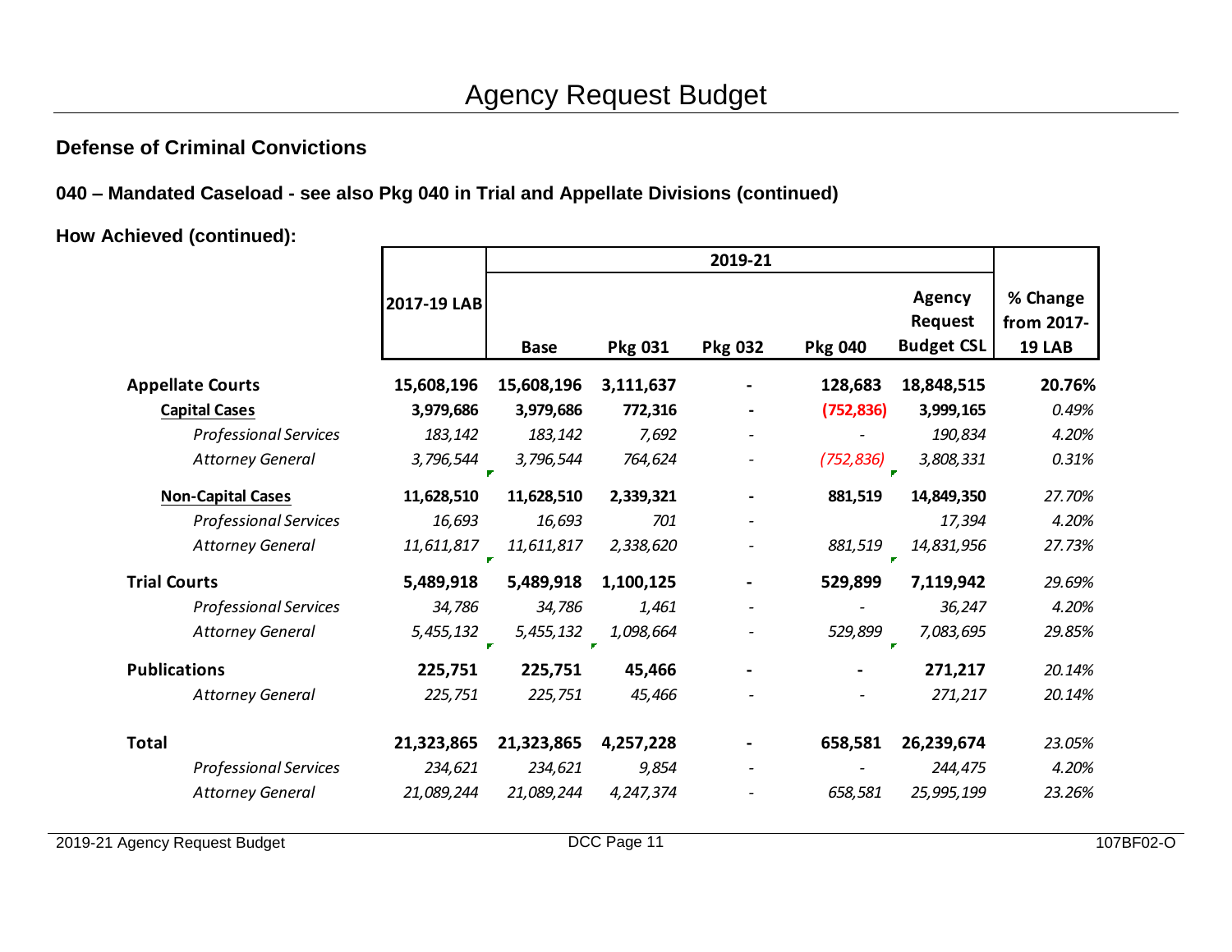# Agency Request Budget

## Defense of Criminal Convictions

### 040 – Mandated Caseload - see also Pkg 040 in Trial and Appellate Divisions (continued)

### How Achieved (continued):

| | 2017-19 LAB | 2019-21 | | | | | % Change from 2017-19 LAB |
|---|---|---|---|---|---|---|---|
| | | Base | Pkg 031 | Pkg 032 | Pkg 040 | Agency Request Budget CSL | |
| **Appellate Courts** | **15,608,196** | **15,608,196** | **3,111,637** | **-** | **128,683** | **18,848,515** | **20.76%** |
| **Capital Cases** | **3,979,686** | **3,979,686** | **772,316** | **-** | **(752,836)** | **3,999,165** | *0.49%* |
| *Professional Services* | *183,142* | *183,142* | *7,692* | - | - | *190,834* | *4.20%* |
| *Attorney General* | *3,796,544* | *3,796,544* | *764,624* | - | *(752,836)* | *3,808,331* | *0.31%* |
| **Non-Capital Cases** | **11,628,510** | **11,628,510** | **2,339,321** | **-** | **881,519** | **14,849,350** | *27.70%* |
| *Professional Services* | *16,693* | *16,693* | *701* | - | | *17,394* | *4.20%* |
| *Attorney General* | *11,611,817* | *11,611,817* | *2,338,620* | - | *881,519* | *14,831,956* | *27.73%* |
| **Trial Courts** | **5,489,918** | **5,489,918** | **1,100,125** | **-** | **529,899** | **7,119,942** | *29.69%* |
| *Professional Services* | *34,786* | *34,786* | *1,461* | - | - | *36,247* | *4.20%* |
| *Attorney General* | *5,455,132* | *5,455,132* | *1,098,664* | - | *529,899* | *7,083,695* | *29.85%* |
| **Publications** | **225,751** | **225,751** | **45,466** | **-** | **-** | **271,217** | *20.14%* |
| *Attorney General* | *225,751* | *225,751* | *45,466* | - | - | *271,217* | *20.14%* |
| **Total** | **21,323,865** | **21,323,865** | **4,257,228** | **-** | **658,581** | **26,239,674** | *23.05%* |
| *Professional Services* | *234,621* | *234,621* | *9,854* | - | - | *244,475* | *4.20%* |
| *Attorney General* | *21,089,244* | *21,089,244* | *4,247,374* | - | *658,581* | *25,995,199* | *23.26%* |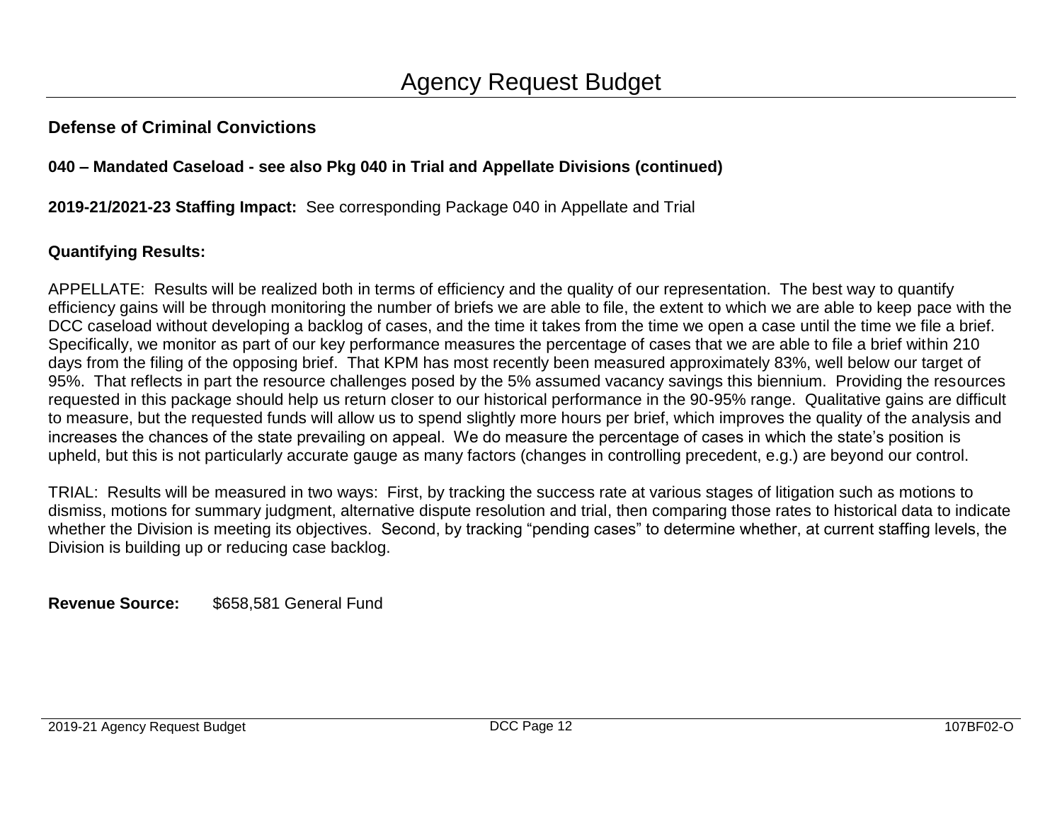# Agency Request Budget

## Defense of Criminal Convictions

### 040 – Mandated Caseload - see also Pkg 040 in Trial and Appellate Divisions (continued)

**2019-21/2021-23 Staffing Impact:** See corresponding Package 040 in Appellate and Trial

**Quantifying Results:**

APPELLATE: Results will be realized both in terms of efficiency and the quality of our representation. The best way to quantify efficiency gains will be through monitoring the number of briefs we are able to file, the extent to which we are able to keep pace with the DCC caseload without developing a backlog of cases, and the time it takes from the time we open a case until the time we file a brief. Specifically, we monitor as part of our key performance measures the percentage of cases that we are able to file a brief within 210 days from the filing of the opposing brief. That KPM has most recently been measured approximately 83%, well below our target of 95%. That reflects in part the resource challenges posed by the 5% assumed vacancy savings this biennium. Providing the resources requested in this package should help us return closer to our historical performance in the 90-95% range. Qualitative gains are difficult to measure, but the requested funds will allow us to spend slightly more hours per brief, which improves the quality of the analysis and increases the chances of the state prevailing on appeal. We do measure the percentage of cases in which the state's position is upheld, but this is not particularly accurate gauge as many factors (changes in controlling precedent, e.g.) are beyond our control.

TRIAL: Results will be measured in two ways: First, by tracking the success rate at various stages of litigation such as motions to dismiss, motions for summary judgment, alternative dispute resolution and trial, then comparing those rates to historical data to indicate whether the Division is meeting its objectives. Second, by tracking "pending cases" to determine whether, at current staffing levels, the Division is building up or reducing case backlog.

**Revenue Source:** $658,581 General Fund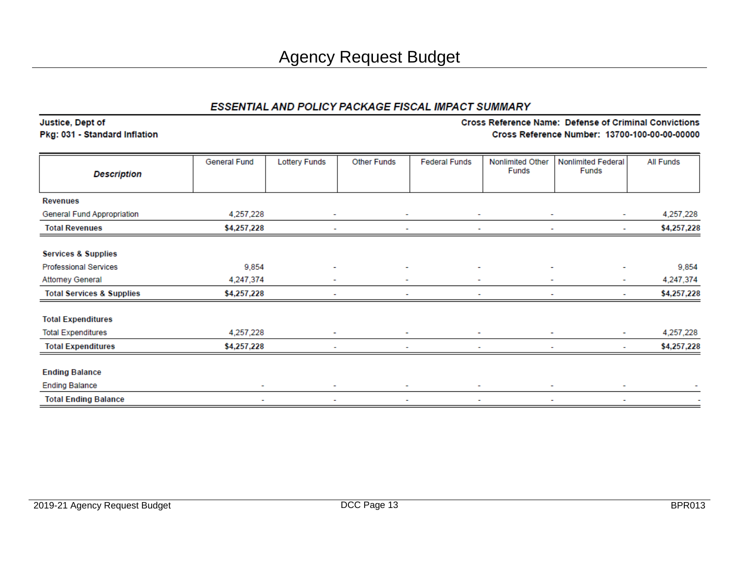# Agency Request Budget

## ESSENTIAL AND POLICY PACKAGE FISCAL IMPACT SUMMARY

**Justice, Dept of**
**Pkg: 031 - Standard Inflation**

**Cross Reference Name: Defense of Criminal Convictions**
**Cross Reference Number: 13700-100-00-00-00000**

| Description | General Fund | Lottery Funds | Other Funds | Federal Funds | Nonlimited Other Funds | Nonlimited Federal Funds | All Funds |
|---|---|---|---|---|---|---|---|
| **Revenues** | | | | | | | |
| General Fund Appropriation | 4,257,228 | - | - | - | - | - | 4,257,228 |
| **Total Revenues** | **$4,257,228** | - | - | - | - | - | **$4,257,228** |
| **Services & Supplies** | | | | | | | |
| Professional Services | 9,854 | - | - | - | - | - | 9,854 |
| Attorney General | 4,247,374 | - | - | - | - | - | 4,247,374 |
| **Total Services & Supplies** | **$4,257,228** | - | - | - | - | - | **$4,257,228** |
| **Total Expenditures** | | | | | | | |
| Total Expenditures | 4,257,228 | - | - | - | - | - | 4,257,228 |
| **Total Expenditures** | **$4,257,228** | - | - | - | - | - | **$4,257,228** |
| **Ending Balance** | | | | | | | |
| Ending Balance | - | - | - | - | - | - | - |
| **Total Ending Balance** | - | - | - | - | - | - | - |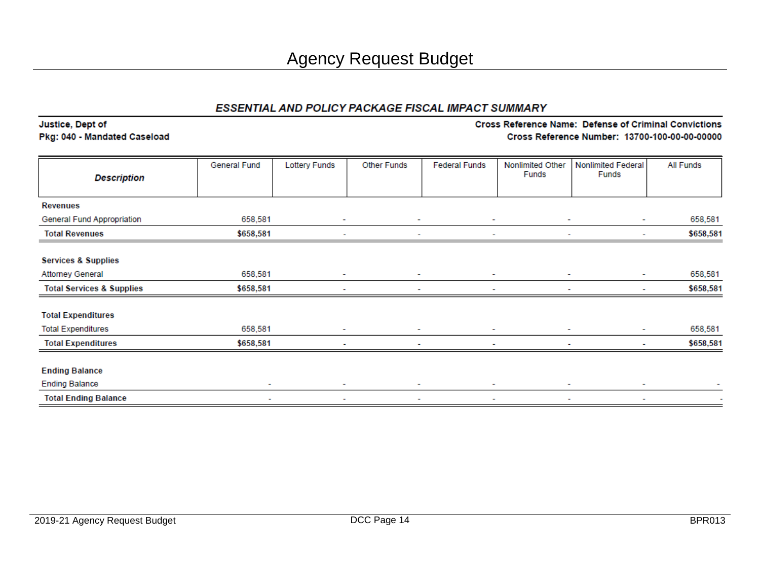# Agency Request Budget

## *ESSENTIAL AND POLICY PACKAGE FISCAL IMPACT SUMMARY*

**Justice, Dept of**
**Pkg: 040 - Mandated Caseload**

**Cross Reference Name: Defense of Criminal Convictions**
**Cross Reference Number: 13700-100-00-00-00000**

| *Description* | General Fund | Lottery Funds | Other Funds | Federal Funds | Nonlimited Other Funds | Nonlimited Federal Funds | All Funds |
|---|---|---|---|---|---|---|---|
| **Revenues** | | | | | | | |
| General Fund Appropriation | 658,581 | - | - | - | - | - | 658,581 |
| **Total Revenues** | **$658,581** | - | - | - | - | - | **$658,581** |
| **Services & Supplies** | | | | | | | |
| Attorney General | 658,581 | - | - | - | - | - | 658,581 |
| **Total Services & Supplies** | **$658,581** | - | - | - | - | - | **$658,581** |
| **Total Expenditures** | | | | | | | |
| Total Expenditures | 658,581 | - | - | - | - | - | 658,581 |
| **Total Expenditures** | **$658,581** | - | - | - | - | - | **$658,581** |
| **Ending Balance** | | | | | | | |
| Ending Balance | - | - | - | - | - | - | - |
| **Total Ending Balance** | - | - | - | - | - | - | - |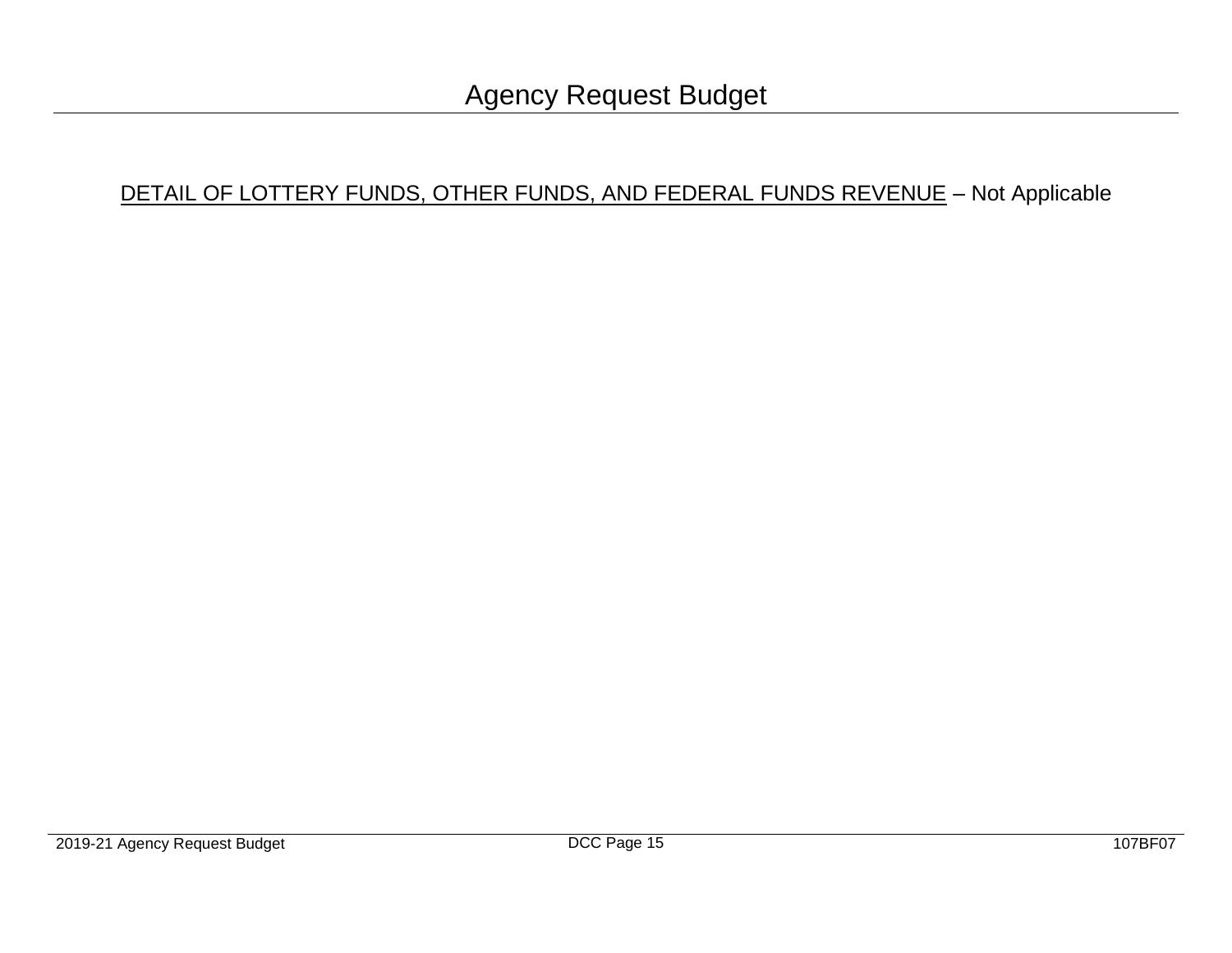# Agency Request Budget

<u>DETAIL OF LOTTERY FUNDS, OTHER FUNDS, AND FEDERAL FUNDS REVENUE</u> – Not Applicable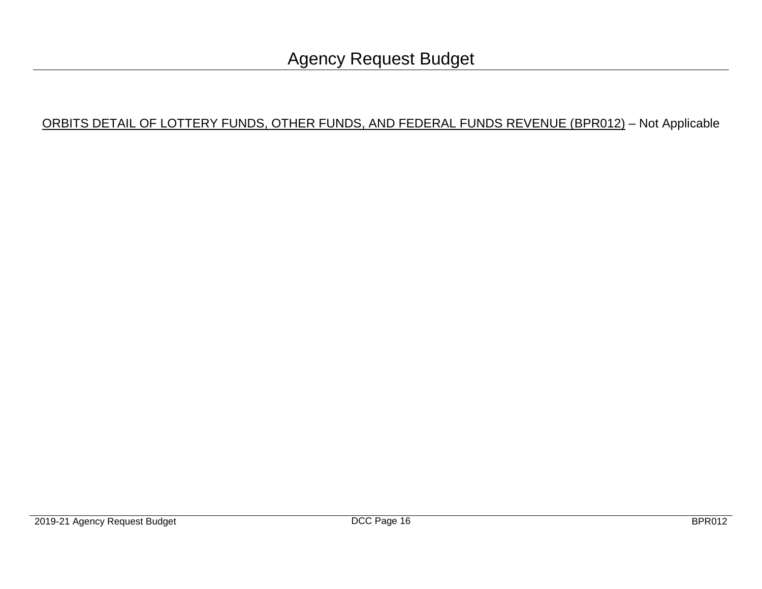# Agency Request Budget

<u>ORBITS DETAIL OF LOTTERY FUNDS, OTHER FUNDS, AND FEDERAL FUNDS REVENUE (BPR012)</u> – Not Applicable